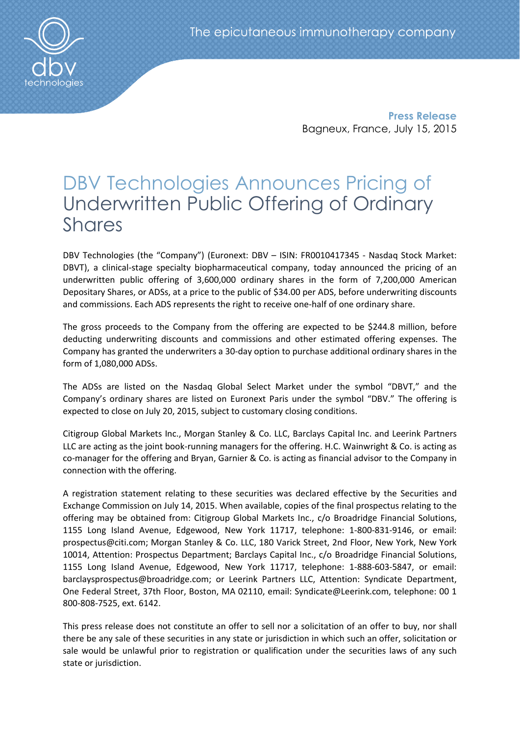**Press Release**
Bagneux, France, July 15, 2015

# DBV Technologies Announces Pricing of Underwritten Public Offering of Ordinary Shares

DBV Technologies (the "Company") (Euronext: DBV – ISIN: FR0010417345 - Nasdaq Stock Market: DBVT), a clinical-stage specialty biopharmaceutical company, today announced the pricing of an underwritten public offering of 3,600,000 ordinary shares in the form of 7,200,000 American Depositary Shares, or ADSs, at a price to the public of $34.00 per ADS, before underwriting discounts and commissions. Each ADS represents the right to receive one-half of one ordinary share.

The gross proceeds to the Company from the offering are expected to be $244.8 million, before deducting underwriting discounts and commissions and other estimated offering expenses. The Company has granted the underwriters a 30-day option to purchase additional ordinary shares in the form of 1,080,000 ADSs.

The ADSs are listed on the Nasdaq Global Select Market under the symbol "DBVT," and the Company's ordinary shares are listed on Euronext Paris under the symbol "DBV." The offering is expected to close on July 20, 2015, subject to customary closing conditions.

Citigroup Global Markets Inc., Morgan Stanley & Co. LLC, Barclays Capital Inc. and Leerink Partners LLC are acting as the joint book-running managers for the offering. H.C. Wainwright & Co. is acting as co-manager for the offering and Bryan, Garnier & Co. is acting as financial advisor to the Company in connection with the offering.

A registration statement relating to these securities was declared effective by the Securities and Exchange Commission on July 14, 2015. When available, copies of the final prospectus relating to the offering may be obtained from: Citigroup Global Markets Inc., c/o Broadridge Financial Solutions, 1155 Long Island Avenue, Edgewood, New York 11717, telephone: 1-800-831-9146, or email: prospectus@citi.com; Morgan Stanley & Co. LLC, 180 Varick Street, 2nd Floor, New York, New York 10014, Attention: Prospectus Department; Barclays Capital Inc., c/o Broadridge Financial Solutions, 1155 Long Island Avenue, Edgewood, New York 11717, telephone: 1-888-603-5847, or email: barclaysprospectus@broadridge.com; or Leerink Partners LLC, Attention: Syndicate Department, One Federal Street, 37th Floor, Boston, MA 02110, email: Syndicate@Leerink.com, telephone: 00 1 800-808-7525, ext. 6142.

This press release does not constitute an offer to sell nor a solicitation of an offer to buy, nor shall there be any sale of these securities in any state or jurisdiction in which such an offer, solicitation or sale would be unlawful prior to registration or qualification under the securities laws of any such state or jurisdiction.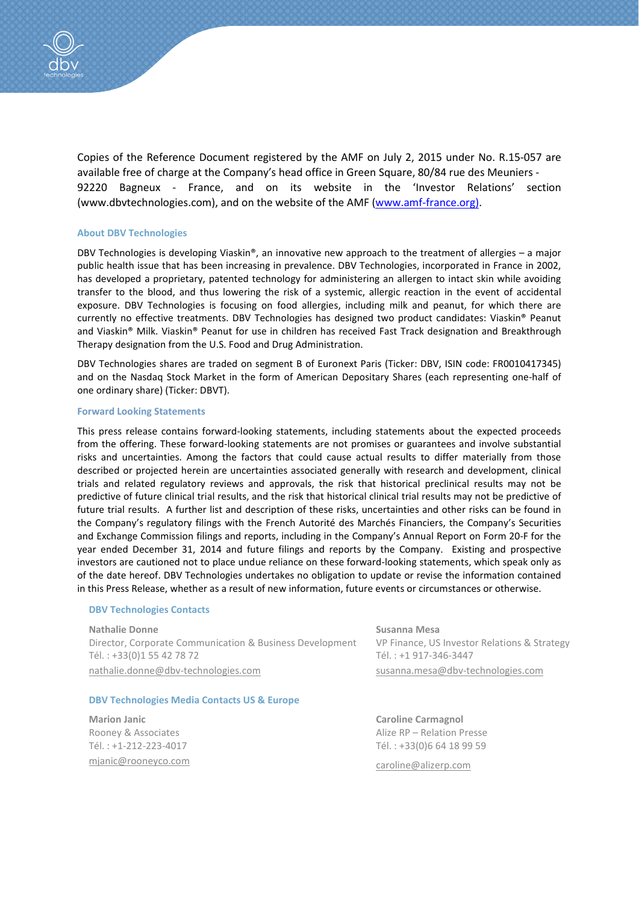Copies of the Reference Document registered by the AMF on July 2, 2015 under No. R.15-057 are available free of charge at the Company's head office in Green Square, 80/84 rue des Meuniers - 92220 Bagneux - France, and on its website in the 'Investor Relations' section (www.dbvtechnologies.com), and on the website of the AMF (www.amf-france.org).

### About DBV Technologies

DBV Technologies is developing Viaskin®, an innovative new approach to the treatment of allergies – a major public health issue that has been increasing in prevalence. DBV Technologies, incorporated in France in 2002, has developed a proprietary, patented technology for administering an allergen to intact skin while avoiding transfer to the blood, and thus lowering the risk of a systemic, allergic reaction in the event of accidental exposure. DBV Technologies is focusing on food allergies, including milk and peanut, for which there are currently no effective treatments. DBV Technologies has designed two product candidates: Viaskin® Peanut and Viaskin® Milk. Viaskin® Peanut for use in children has received Fast Track designation and Breakthrough Therapy designation from the U.S. Food and Drug Administration.

DBV Technologies shares are traded on segment B of Euronext Paris (Ticker: DBV, ISIN code: FR0010417345) and on the Nasdaq Stock Market in the form of American Depositary Shares (each representing one-half of one ordinary share) (Ticker: DBVT).

### Forward Looking Statements

This press release contains forward-looking statements, including statements about the expected proceeds from the offering. These forward-looking statements are not promises or guarantees and involve substantial risks and uncertainties. Among the factors that could cause actual results to differ materially from those described or projected herein are uncertainties associated generally with research and development, clinical trials and related regulatory reviews and approvals, the risk that historical preclinical results may not be predictive of future clinical trial results, and the risk that historical clinical trial results may not be predictive of future trial results. A further list and description of these risks, uncertainties and other risks can be found in the Company's regulatory filings with the French Autorité des Marchés Financiers, the Company's Securities and Exchange Commission filings and reports, including in the Company's Annual Report on Form 20-F for the year ended December 31, 2014 and future filings and reports by the Company. Existing and prospective investors are cautioned not to place undue reliance on these forward-looking statements, which speak only as of the date hereof. DBV Technologies undertakes no obligation to update or revise the information contained in this Press Release, whether as a result of new information, future events or circumstances or otherwise.

### DBV Technologies Contacts

**Nathalie Donne**
Director, Corporate Communication & Business Development
Tél. : +33(0)1 55 42 78 72
nathalie.donne@dbv-technologies.com

**Susanna Mesa**
VP Finance, US Investor Relations & Strategy
Tél. : +1 917-346-3447
susanna.mesa@dbv-technologies.com

### DBV Technologies Media Contacts US & Europe

**Marion Janic**
Rooney & Associates
Tél. : +1-212-223-4017
mjanic@rooneyco.com

**Caroline Carmagnol**
Alize RP – Relation Presse
Tél. : +33(0)6 64 18 99 59
caroline@alizerp.com